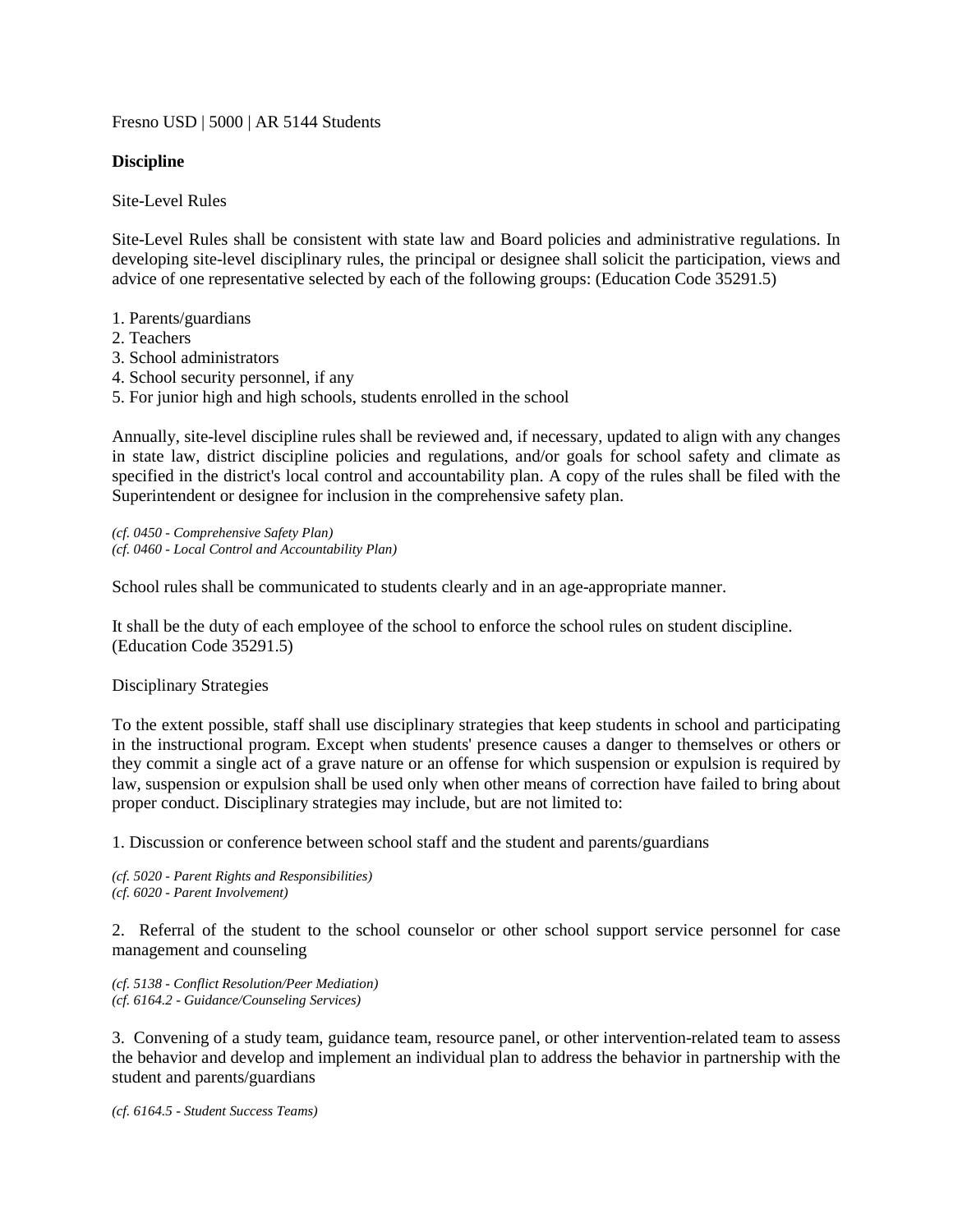Fresno USD | 5000 | AR 5144 Students

## Discipline

### Site-Level Rules

Site-Level Rules shall be consistent with state law and Board policies and administrative regulations. In developing site-level disciplinary rules, the principal or designee shall solicit the participation, views and advice of one representative selected by each of the following groups: (Education Code 35291.5)

1. Parents/guardians
2. Teachers
3. School administrators
4. School security personnel, if any
5. For junior high and high schools, students enrolled in the school

Annually, site-level discipline rules shall be reviewed and, if necessary, updated to align with any changes in state law, district discipline policies and regulations, and/or goals for school safety and climate as specified in the district's local control and accountability plan. A copy of the rules shall be filed with the Superintendent or designee for inclusion in the comprehensive safety plan.

*(cf. 0450 - Comprehensive Safety Plan)*
*(cf. 0460 - Local Control and Accountability Plan)*

School rules shall be communicated to students clearly and in an age-appropriate manner.

It shall be the duty of each employee of the school to enforce the school rules on student discipline. (Education Code 35291.5)

### Disciplinary Strategies

To the extent possible, staff shall use disciplinary strategies that keep students in school and participating in the instructional program. Except when students' presence causes a danger to themselves or others or they commit a single act of a grave nature or an offense for which suspension or expulsion is required by law, suspension or expulsion shall be used only when other means of correction have failed to bring about proper conduct. Disciplinary strategies may include, but are not limited to:

1. Discussion or conference between school staff and the student and parents/guardians

*(cf. 5020 - Parent Rights and Responsibilities)*
*(cf. 6020 - Parent Involvement)*

2. Referral of the student to the school counselor or other school support service personnel for case management and counseling

*(cf. 5138 - Conflict Resolution/Peer Mediation)*
*(cf. 6164.2 - Guidance/Counseling Services)*

3. Convening of a study team, guidance team, resource panel, or other intervention-related team to assess the behavior and develop and implement an individual plan to address the behavior in partnership with the student and parents/guardians

*(cf. 6164.5 - Student Success Teams)*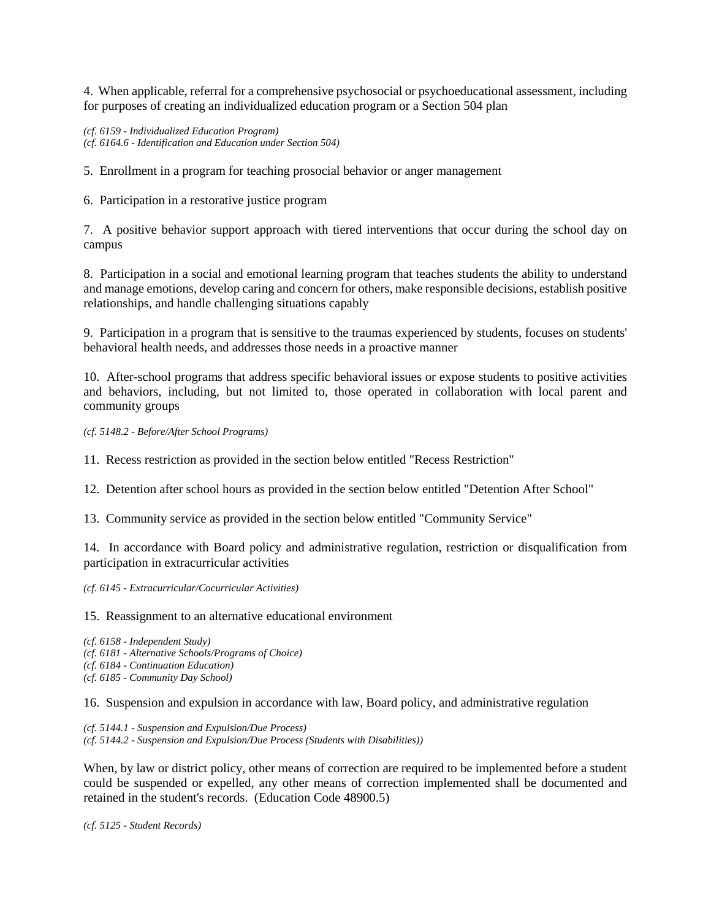4. When applicable, referral for a comprehensive psychosocial or psychoeducational assessment, including for purposes of creating an individualized education program or a Section 504 plan

*(cf. 6159 - Individualized Education Program)*
*(cf. 6164.6 - Identification and Education under Section 504)*

5. Enrollment in a program for teaching prosocial behavior or anger management

6. Participation in a restorative justice program

7. A positive behavior support approach with tiered interventions that occur during the school day on campus

8. Participation in a social and emotional learning program that teaches students the ability to understand and manage emotions, develop caring and concern for others, make responsible decisions, establish positive relationships, and handle challenging situations capably

9. Participation in a program that is sensitive to the traumas experienced by students, focuses on students' behavioral health needs, and addresses those needs in a proactive manner

10. After-school programs that address specific behavioral issues or expose students to positive activities and behaviors, including, but not limited to, those operated in collaboration with local parent and community groups

*(cf. 5148.2 - Before/After School Programs)*

11. Recess restriction as provided in the section below entitled "Recess Restriction"

12. Detention after school hours as provided in the section below entitled "Detention After School"

13. Community service as provided in the section below entitled "Community Service"

14. In accordance with Board policy and administrative regulation, restriction or disqualification from participation in extracurricular activities

*(cf. 6145 - Extracurricular/Cocurricular Activities)*

15. Reassignment to an alternative educational environment

*(cf. 6158 - Independent Study)*
*(cf. 6181 - Alternative Schools/Programs of Choice)*
*(cf. 6184 - Continuation Education)*
*(cf. 6185 - Community Day School)*

16. Suspension and expulsion in accordance with law, Board policy, and administrative regulation

*(cf. 5144.1 - Suspension and Expulsion/Due Process)*
*(cf. 5144.2 - Suspension and Expulsion/Due Process (Students with Disabilities))*

When, by law or district policy, other means of correction are required to be implemented before a student could be suspended or expelled, any other means of correction implemented shall be documented and retained in the student's records. (Education Code 48900.5)

*(cf. 5125 - Student Records)*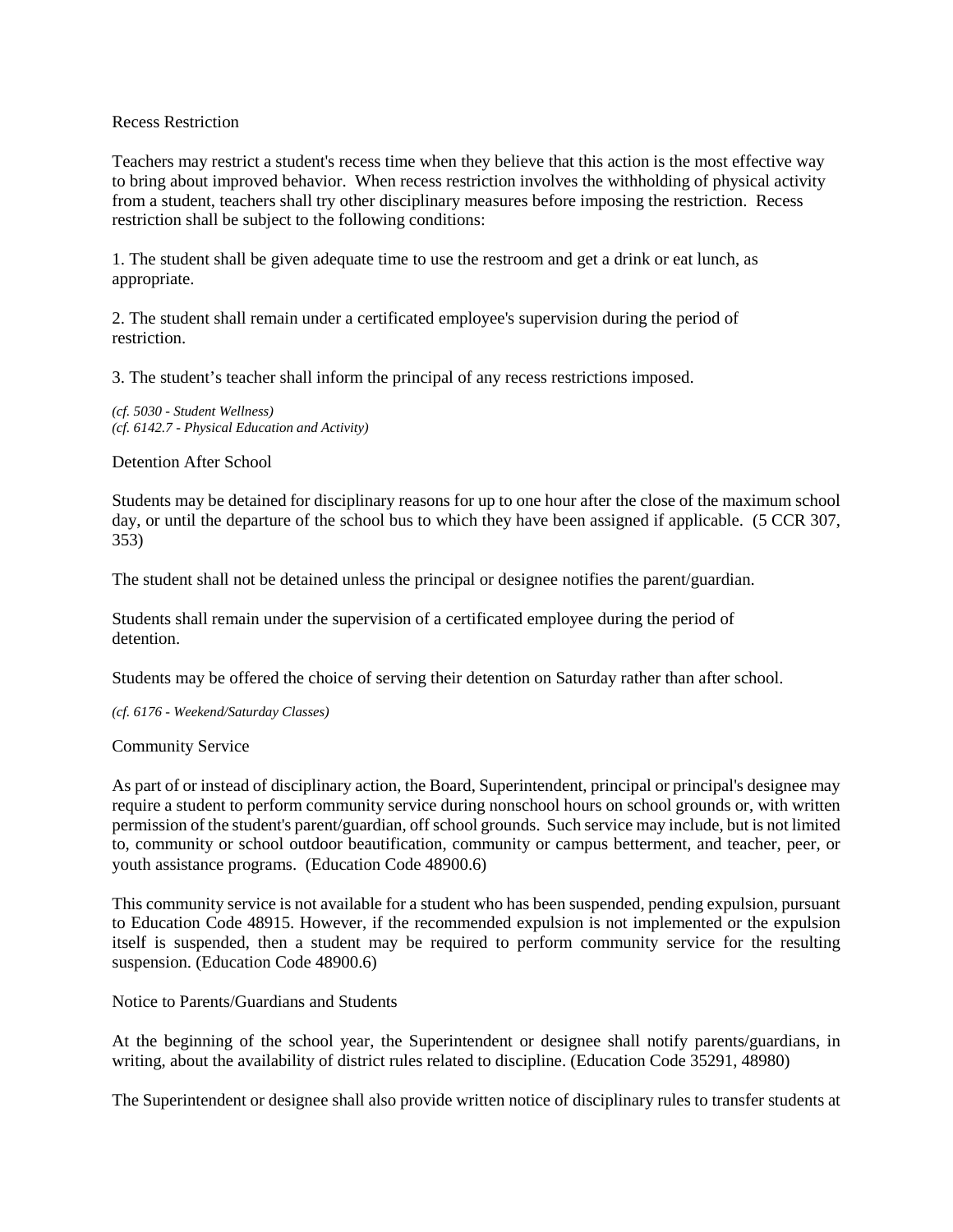## Recess Restriction

Teachers may restrict a student's recess time when they believe that this action is the most effective way to bring about improved behavior. When recess restriction involves the withholding of physical activity from a student, teachers shall try other disciplinary measures before imposing the restriction. Recess restriction shall be subject to the following conditions:

1. The student shall be given adequate time to use the restroom and get a drink or eat lunch, as appropriate.

2. The student shall remain under a certificated employee's supervision during the period of restriction.

3. The student's teacher shall inform the principal of any recess restrictions imposed.

*(cf. 5030 - Student Wellness)*
*(cf. 6142.7 - Physical Education and Activity)*

## Detention After School

Students may be detained for disciplinary reasons for up to one hour after the close of the maximum school day, or until the departure of the school bus to which they have been assigned if applicable. (5 CCR 307, 353)

The student shall not be detained unless the principal or designee notifies the parent/guardian.

Students shall remain under the supervision of a certificated employee during the period of detention.

Students may be offered the choice of serving their detention on Saturday rather than after school.

*(cf. 6176 - Weekend/Saturday Classes)*

## Community Service

As part of or instead of disciplinary action, the Board, Superintendent, principal or principal's designee may require a student to perform community service during nonschool hours on school grounds or, with written permission of the student's parent/guardian, off school grounds. Such service may include, but is not limited to, community or school outdoor beautification, community or campus betterment, and teacher, peer, or youth assistance programs. (Education Code 48900.6)

This community service is not available for a student who has been suspended, pending expulsion, pursuant to Education Code 48915. However, if the recommended expulsion is not implemented or the expulsion itself is suspended, then a student may be required to perform community service for the resulting suspension. (Education Code 48900.6)

## Notice to Parents/Guardians and Students

At the beginning of the school year, the Superintendent or designee shall notify parents/guardians, in writing, about the availability of district rules related to discipline. (Education Code 35291, 48980)

The Superintendent or designee shall also provide written notice of disciplinary rules to transfer students at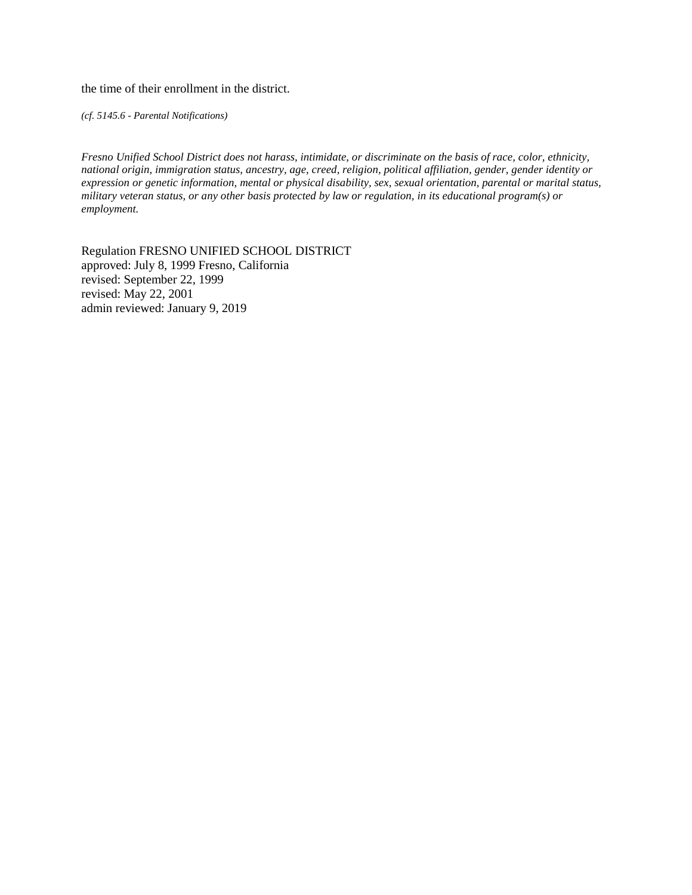the time of their enrollment in the district.

*(cf. 5145.6 - Parental Notifications)*

*Fresno Unified School District does not harass, intimidate, or discriminate on the basis of race, color, ethnicity, national origin, immigration status, ancestry, age, creed, religion, political affiliation, gender, gender identity or expression or genetic information, mental or physical disability, sex, sexual orientation, parental or marital status, military veteran status, or any other basis protected by law or regulation, in its educational program(s) or employment.*

Regulation FRESNO UNIFIED SCHOOL DISTRICT
approved: July 8, 1999 Fresno, California
revised: September 22, 1999
revised: May 22, 2001
admin reviewed: January 9, 2019